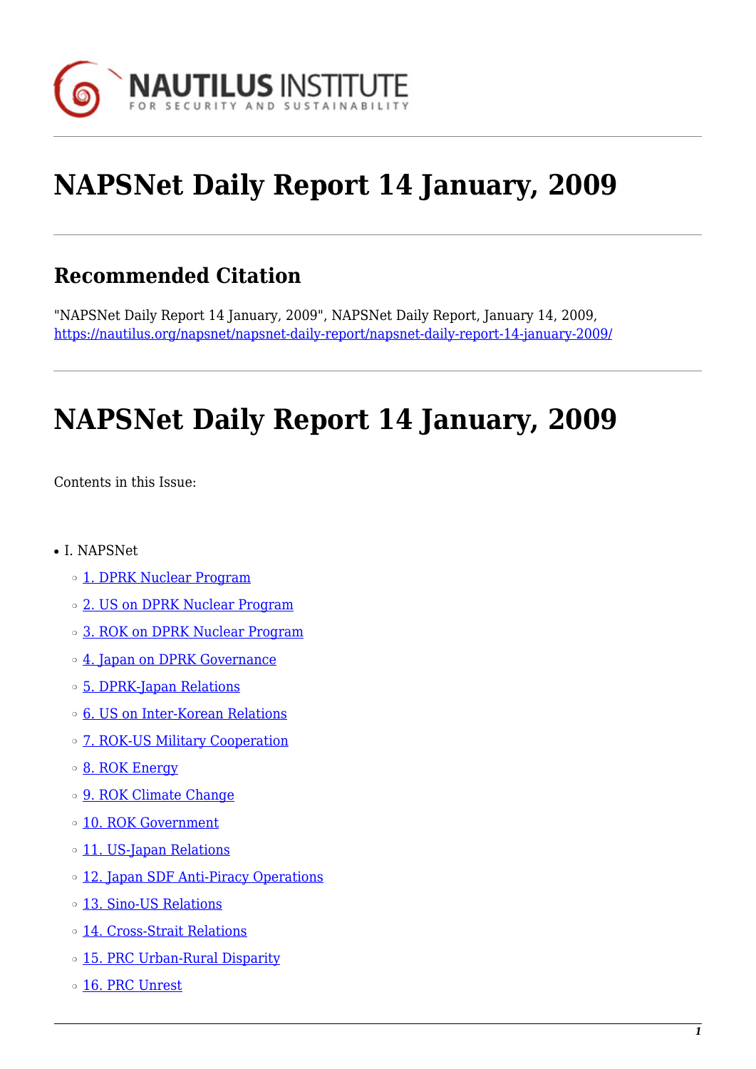# NAPSNet Daily Report 14 January, 2009

## Recommended Citation

"NAPSNet Daily Report 14 January, 2009", NAPSNet Daily Report, January 14, 2009, https://nautilus.org/napsnet/napsnet-daily-report/napsnet-daily-report-14-january-2009/

# NAPSNet Daily Report 14 January, 2009

Contents in this Issue:

- I. NAPSNet
  - 1. DPRK Nuclear Program
  - 2. US on DPRK Nuclear Program
  - 3. ROK on DPRK Nuclear Program
  - 4. Japan on DPRK Governance
  - 5. DPRK-Japan Relations
  - 6. US on Inter-Korean Relations
  - 7. ROK-US Military Cooperation
  - 8. ROK Energy
  - 9. ROK Climate Change
  - 10. ROK Government
  - 11. US-Japan Relations
  - 12. Japan SDF Anti-Piracy Operations
  - 13. Sino-US Relations
  - 14. Cross-Strait Relations
  - 15. PRC Urban-Rural Disparity
  - 16. PRC Unrest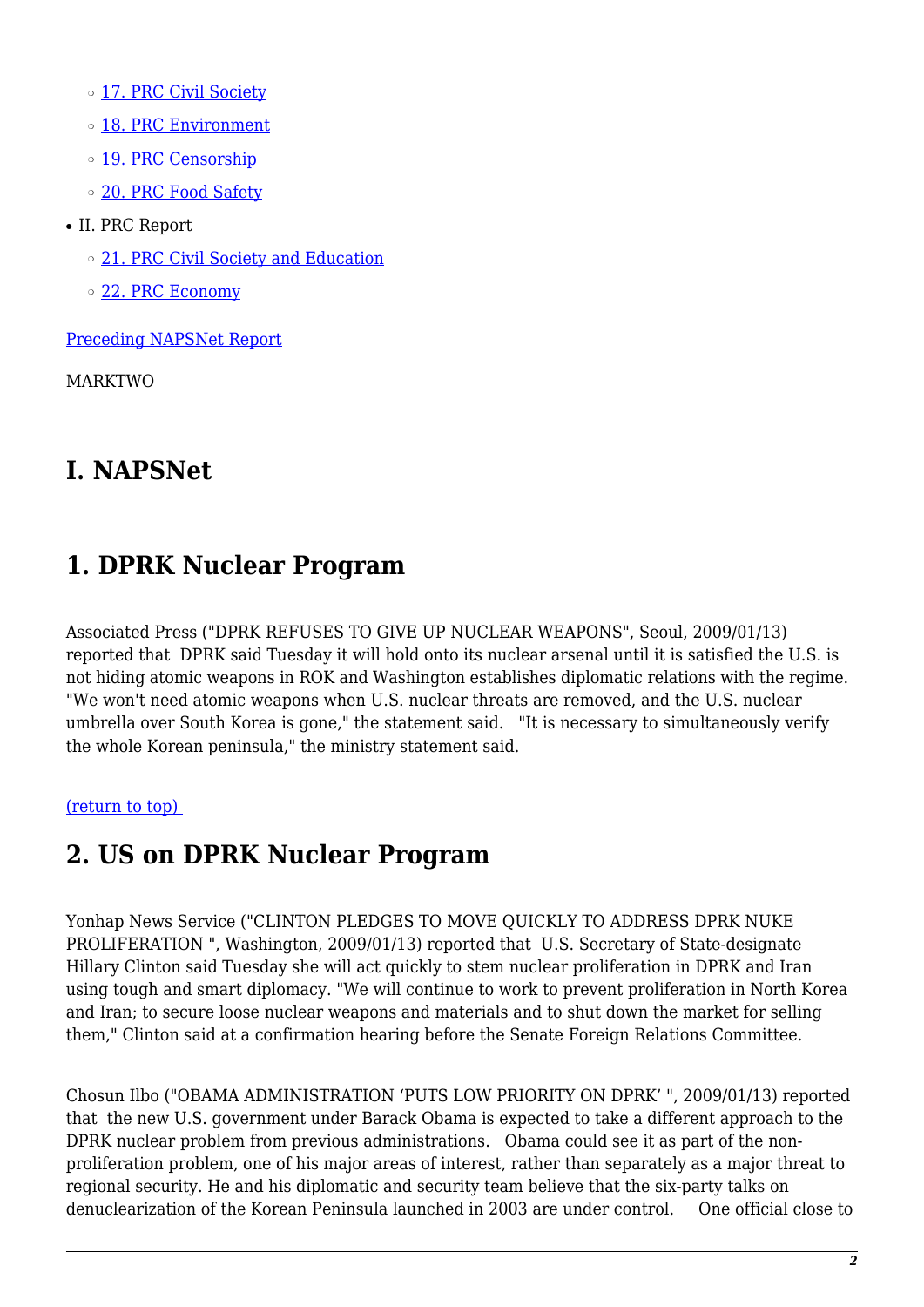- 17. PRC Civil Society
  - 18. PRC Environment
  - 19. PRC Censorship
  - 20. PRC Food Safety
- II. PRC Report
  - 21. PRC Civil Society and Education
  - 22. PRC Economy

Preceding NAPSNet Report

MARKTWO

# I. NAPSNet

## 1. DPRK Nuclear Program

Associated Press ("DPRK REFUSES TO GIVE UP NUCLEAR WEAPONS", Seoul, 2009/01/13) reported that DPRK said Tuesday it will hold onto its nuclear arsenal until it is satisfied the U.S. is not hiding atomic weapons in ROK and Washington establishes diplomatic relations with the regime. "We won't need atomic weapons when U.S. nuclear threats are removed, and the U.S. nuclear umbrella over South Korea is gone," the statement said. "It is necessary to simultaneously verify the whole Korean peninsula," the ministry statement said.

(return to top)

## 2. US on DPRK Nuclear Program

Yonhap News Service ("CLINTON PLEDGES TO MOVE QUICKLY TO ADDRESS DPRK NUKE PROLIFERATION ", Washington, 2009/01/13) reported that U.S. Secretary of State-designate Hillary Clinton said Tuesday she will act quickly to stem nuclear proliferation in DPRK and Iran using tough and smart diplomacy. "We will continue to work to prevent proliferation in North Korea and Iran; to secure loose nuclear weapons and materials and to shut down the market for selling them," Clinton said at a confirmation hearing before the Senate Foreign Relations Committee.

Chosun Ilbo ("OBAMA ADMINISTRATION 'PUTS LOW PRIORITY ON DPRK' ", 2009/01/13) reported that the new U.S. government under Barack Obama is expected to take a different approach to the DPRK nuclear problem from previous administrations. Obama could see it as part of the non-proliferation problem, one of his major areas of interest, rather than separately as a major threat to regional security. He and his diplomatic and security team believe that the six-party talks on denuclearization of the Korean Peninsula launched in 2003 are under control. One official close to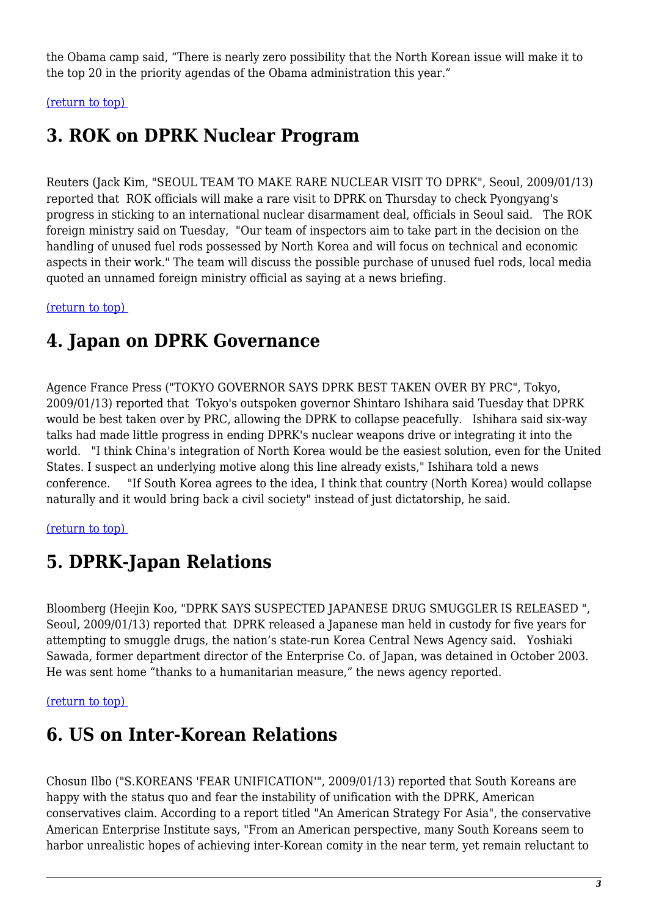the Obama camp said, “There is nearly zero possibility that the North Korean issue will make it to the top 20 in the priority agendas of the Obama administration this year.”

(return to top)

## 3. ROK on DPRK Nuclear Program

Reuters (Jack Kim, "SEOUL TEAM TO MAKE RARE NUCLEAR VISIT TO DPRK", Seoul, 2009/01/13) reported that ROK officials will make a rare visit to DPRK on Thursday to check Pyongyang's progress in sticking to an international nuclear disarmament deal, officials in Seoul said. The ROK foreign ministry said on Tuesday, "Our team of inspectors aim to take part in the decision on the handling of unused fuel rods possessed by North Korea and will focus on technical and economic aspects in their work." The team will discuss the possible purchase of unused fuel rods, local media quoted an unnamed foreign ministry official as saying at a news briefing.

(return to top)

## 4. Japan on DPRK Governance

Agence France Press ("TOKYO GOVERNOR SAYS DPRK BEST TAKEN OVER BY PRC", Tokyo, 2009/01/13) reported that Tokyo's outspoken governor Shintaro Ishihara said Tuesday that DPRK would be best taken over by PRC, allowing the DPRK to collapse peacefully. Ishihara said six-way talks had made little progress in ending DPRK's nuclear weapons drive or integrating it into the world. "I think China's integration of North Korea would be the easiest solution, even for the United States. I suspect an underlying motive along this line already exists," Ishihara told a news conference. "If South Korea agrees to the idea, I think that country (North Korea) would collapse naturally and it would bring back a civil society" instead of just dictatorship, he said.

(return to top)

## 5. DPRK-Japan Relations

Bloomberg (Heejin Koo, "DPRK SAYS SUSPECTED JAPANESE DRUG SMUGGLER IS RELEASED ", Seoul, 2009/01/13) reported that DPRK released a Japanese man held in custody for five years for attempting to smuggle drugs, the nation’s state-run Korea Central News Agency said. Yoshiaki Sawada, former department director of the Enterprise Co. of Japan, was detained in October 2003. He was sent home “thanks to a humanitarian measure,” the news agency reported.

(return to top)

## 6. US on Inter-Korean Relations

Chosun Ilbo ("S.KOREANS 'FEAR UNIFICATION'", 2009/01/13) reported that South Koreans are happy with the status quo and fear the instability of unification with the DPRK, American conservatives claim. According to a report titled "An American Strategy For Asia", the conservative American Enterprise Institute says, "From an American perspective, many South Koreans seem to harbor unrealistic hopes of achieving inter-Korean comity in the near term, yet remain reluctant to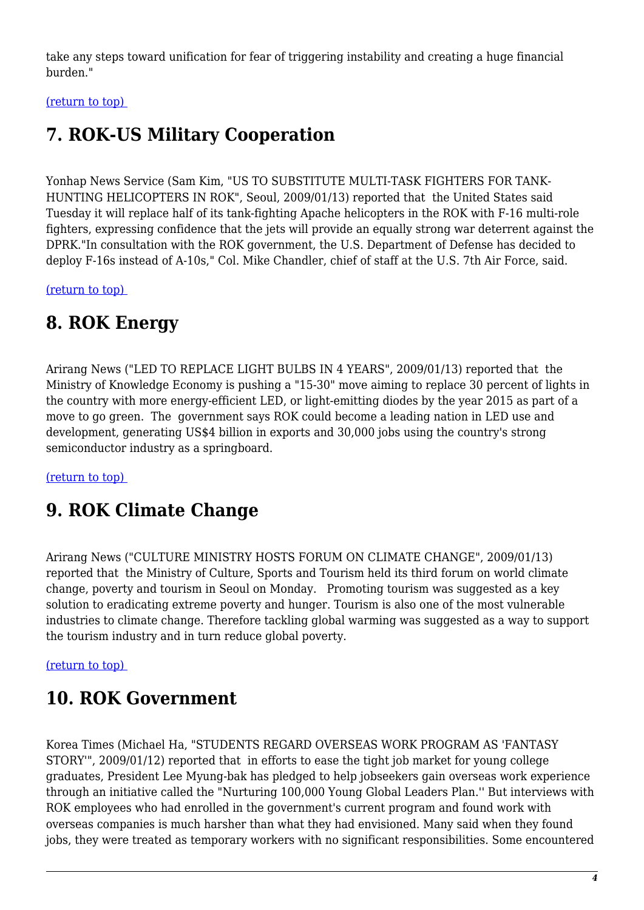take any steps toward unification for fear of triggering instability and creating a huge financial burden."

(return to top)

## 7. ROK-US Military Cooperation

Yonhap News Service (Sam Kim, "US TO SUBSTITUTE MULTI-TASK FIGHTERS FOR TANK-HUNTING HELICOPTERS IN ROK", Seoul, 2009/01/13) reported that the United States said Tuesday it will replace half of its tank-fighting Apache helicopters in the ROK with F-16 multi-role fighters, expressing confidence that the jets will provide an equally strong war deterrent against the DPRK."In consultation with the ROK government, the U.S. Department of Defense has decided to deploy F-16s instead of A-10s," Col. Mike Chandler, chief of staff at the U.S. 7th Air Force, said.

(return to top)

## 8. ROK Energy

Arirang News ("LED TO REPLACE LIGHT BULBS IN 4 YEARS", 2009/01/13) reported that the Ministry of Knowledge Economy is pushing a "15-30" move aiming to replace 30 percent of lights in the country with more energy-efficient LED, or light-emitting diodes by the year 2015 as part of a move to go green. The government says ROK could become a leading nation in LED use and development, generating US$4 billion in exports and 30,000 jobs using the country's strong semiconductor industry as a springboard.

(return to top)

## 9. ROK Climate Change

Arirang News ("CULTURE MINISTRY HOSTS FORUM ON CLIMATE CHANGE", 2009/01/13) reported that the Ministry of Culture, Sports and Tourism held its third forum on world climate change, poverty and tourism in Seoul on Monday. Promoting tourism was suggested as a key solution to eradicating extreme poverty and hunger. Tourism is also one of the most vulnerable industries to climate change. Therefore tackling global warming was suggested as a way to support the tourism industry and in turn reduce global poverty.

(return to top)

## 10. ROK Government

Korea Times (Michael Ha, "STUDENTS REGARD OVERSEAS WORK PROGRAM AS 'FANTASY STORY'", 2009/01/12) reported that in efforts to ease the tight job market for young college graduates, President Lee Myung-bak has pledged to help jobseekers gain overseas work experience through an initiative called the "Nurturing 100,000 Young Global Leaders Plan.'' But interviews with ROK employees who had enrolled in the government's current program and found work with overseas companies is much harsher than what they had envisioned. Many said when they found jobs, they were treated as temporary workers with no significant responsibilities. Some encountered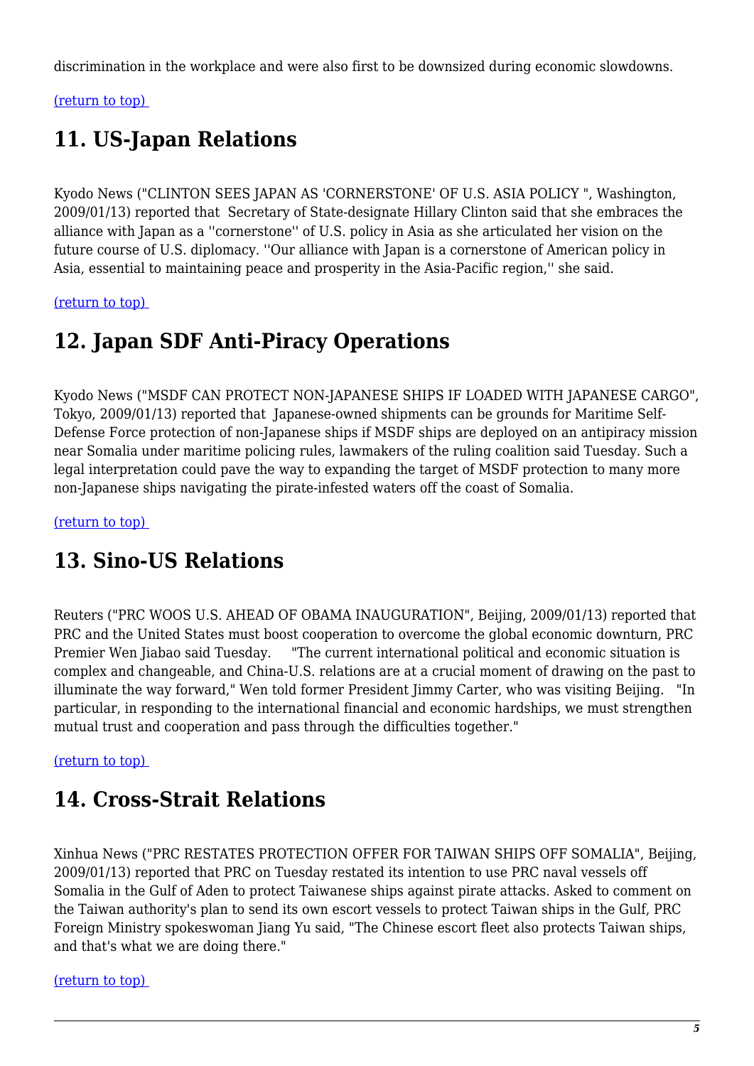discrimination in the workplace and were also first to be downsized during economic slowdowns.

(return to top)

## 11. US-Japan Relations

Kyodo News ("CLINTON SEES JAPAN AS 'CORNERSTONE' OF U.S. ASIA POLICY ", Washington, 2009/01/13) reported that Secretary of State-designate Hillary Clinton said that she embraces the alliance with Japan as a ''cornerstone'' of U.S. policy in Asia as she articulated her vision on the future course of U.S. diplomacy. ''Our alliance with Japan is a cornerstone of American policy in Asia, essential to maintaining peace and prosperity in the Asia-Pacific region,'' she said.

(return to top)

## 12. Japan SDF Anti-Piracy Operations

Kyodo News ("MSDF CAN PROTECT NON-JAPANESE SHIPS IF LOADED WITH JAPANESE CARGO", Tokyo, 2009/01/13) reported that Japanese-owned shipments can be grounds for Maritime Self-Defense Force protection of non-Japanese ships if MSDF ships are deployed on an antipiracy mission near Somalia under maritime policing rules, lawmakers of the ruling coalition said Tuesday. Such a legal interpretation could pave the way to expanding the target of MSDF protection to many more non-Japanese ships navigating the pirate-infested waters off the coast of Somalia.

(return to top)

## 13. Sino-US Relations

Reuters ("PRC WOOS U.S. AHEAD OF OBAMA INAUGURATION", Beijing, 2009/01/13) reported that PRC and the United States must boost cooperation to overcome the global economic downturn, PRC Premier Wen Jiabao said Tuesday. "The current international political and economic situation is complex and changeable, and China-U.S. relations are at a crucial moment of drawing on the past to illuminate the way forward," Wen told former President Jimmy Carter, who was visiting Beijing. "In particular, in responding to the international financial and economic hardships, we must strengthen mutual trust and cooperation and pass through the difficulties together."

(return to top)

## 14. Cross-Strait Relations

Xinhua News ("PRC RESTATES PROTECTION OFFER FOR TAIWAN SHIPS OFF SOMALIA", Beijing, 2009/01/13) reported that PRC on Tuesday restated its intention to use PRC naval vessels off Somalia in the Gulf of Aden to protect Taiwanese ships against pirate attacks. Asked to comment on the Taiwan authority's plan to send its own escort vessels to protect Taiwan ships in the Gulf, PRC Foreign Ministry spokeswoman Jiang Yu said, "The Chinese escort fleet also protects Taiwan ships, and that's what we are doing there."

(return to top)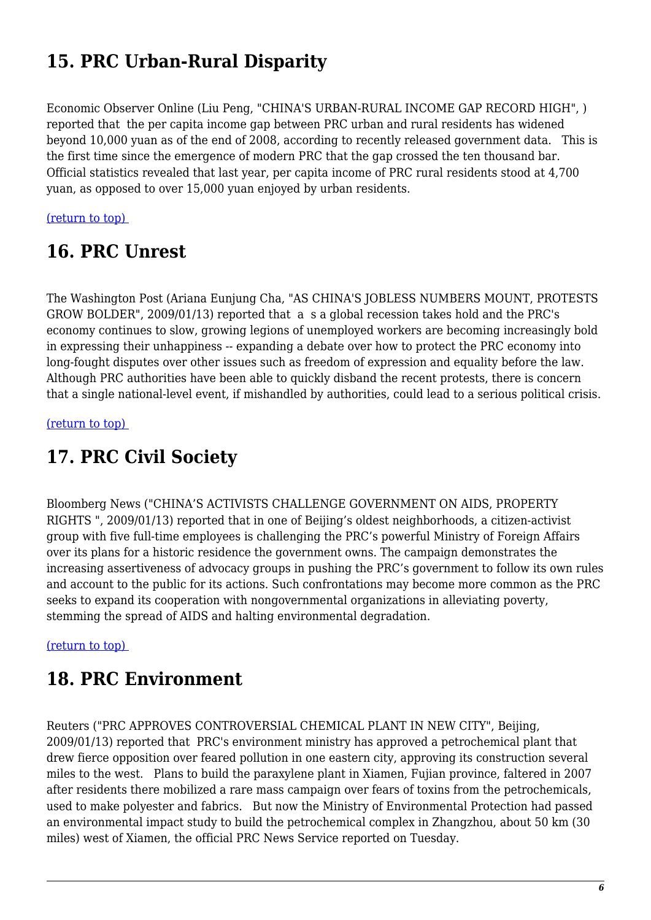## 15. PRC Urban-Rural Disparity

Economic Observer Online (Liu Peng, "CHINA'S URBAN-RURAL INCOME GAP RECORD HIGH", ) reported that the per capita income gap between PRC urban and rural residents has widened beyond 10,000 yuan as of the end of 2008, according to recently released government data. This is the first time since the emergence of modern PRC that the gap crossed the ten thousand bar. Official statistics revealed that last year, per capita income of PRC rural residents stood at 4,700 yuan, as opposed to over 15,000 yuan enjoyed by urban residents.

(return to top)

## 16. PRC Unrest

The Washington Post (Ariana Eunjung Cha, "AS CHINA'S JOBLESS NUMBERS MOUNT, PROTESTS GROW BOLDER", 2009/01/13) reported that a s a global recession takes hold and the PRC's economy continues to slow, growing legions of unemployed workers are becoming increasingly bold in expressing their unhappiness -- expanding a debate over how to protect the PRC economy into long-fought disputes over other issues such as freedom of expression and equality before the law. Although PRC authorities have been able to quickly disband the recent protests, there is concern that a single national-level event, if mishandled by authorities, could lead to a serious political crisis.

(return to top)

## 17. PRC Civil Society

Bloomberg News ("CHINA'S ACTIVISTS CHALLENGE GOVERNMENT ON AIDS, PROPERTY RIGHTS ", 2009/01/13) reported that in one of Beijing's oldest neighborhoods, a citizen-activist group with five full-time employees is challenging the PRC's powerful Ministry of Foreign Affairs over its plans for a historic residence the government owns. The campaign demonstrates the increasing assertiveness of advocacy groups in pushing the PRC's government to follow its own rules and account to the public for its actions. Such confrontations may become more common as the PRC seeks to expand its cooperation with nongovernmental organizations in alleviating poverty, stemming the spread of AIDS and halting environmental degradation.

(return to top)

## 18. PRC Environment

Reuters ("PRC APPROVES CONTROVERSIAL CHEMICAL PLANT IN NEW CITY", Beijing, 2009/01/13) reported that PRC's environment ministry has approved a petrochemical plant that drew fierce opposition over feared pollution in one eastern city, approving its construction several miles to the west. Plans to build the paraxylene plant in Xiamen, Fujian province, faltered in 2007 after residents there mobilized a rare mass campaign over fears of toxins from the petrochemicals, used to make polyester and fabrics. But now the Ministry of Environmental Protection had passed an environmental impact study to build the petrochemical complex in Zhangzhou, about 50 km (30 miles) west of Xiamen, the official PRC News Service reported on Tuesday.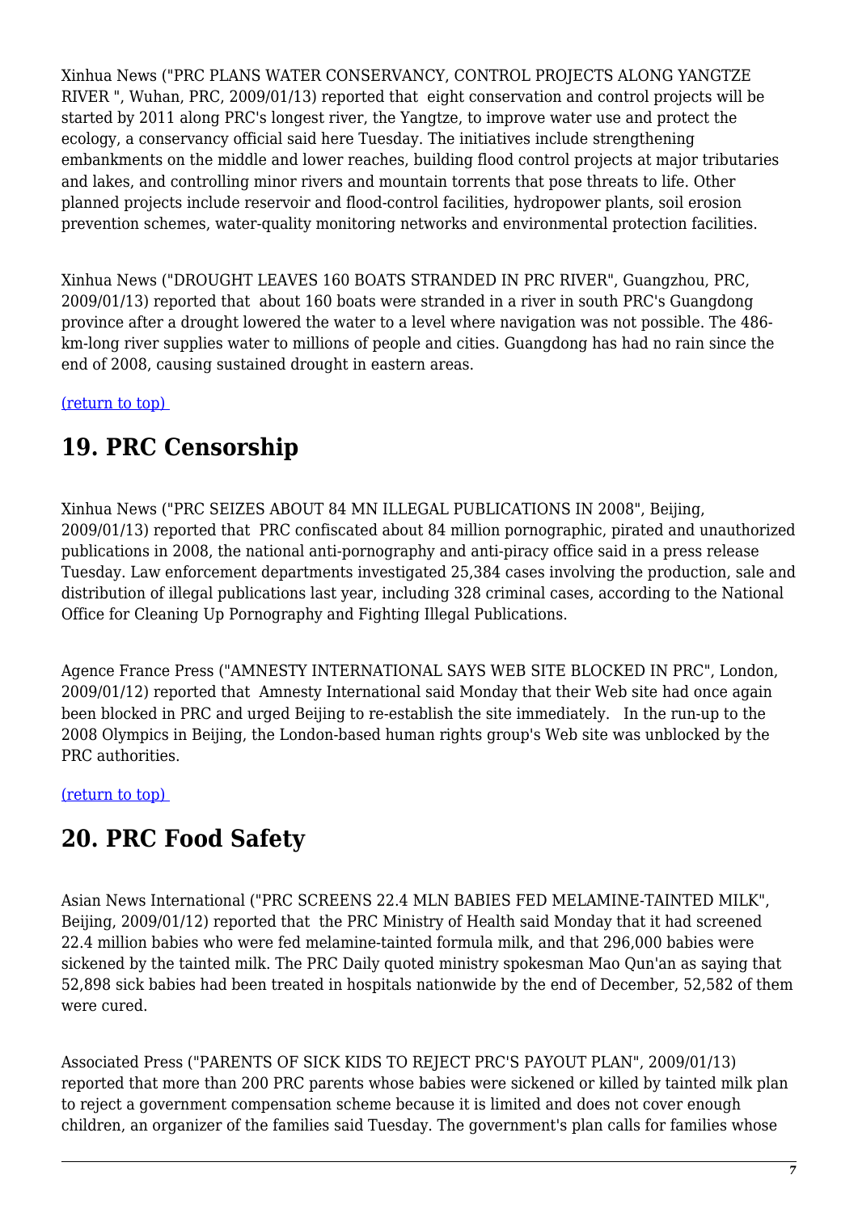Xinhua News ("PRC PLANS WATER CONSERVANCY, CONTROL PROJECTS ALONG YANGTZE RIVER ", Wuhan, PRC, 2009/01/13) reported that eight conservation and control projects will be started by 2011 along PRC's longest river, the Yangtze, to improve water use and protect the ecology, a conservancy official said here Tuesday. The initiatives include strengthening embankments on the middle and lower reaches, building flood control projects at major tributaries and lakes, and controlling minor rivers and mountain torrents that pose threats to life. Other planned projects include reservoir and flood-control facilities, hydropower plants, soil erosion prevention schemes, water-quality monitoring networks and environmental protection facilities.

Xinhua News ("DROUGHT LEAVES 160 BOATS STRANDED IN PRC RIVER", Guangzhou, PRC, 2009/01/13) reported that about 160 boats were stranded in a river in south PRC's Guangdong province after a drought lowered the water to a level where navigation was not possible. The 486-km-long river supplies water to millions of people and cities. Guangdong has had no rain since the end of 2008, causing sustained drought in eastern areas.

(return to top)

## 19. PRC Censorship

Xinhua News ("PRC SEIZES ABOUT 84 MN ILLEGAL PUBLICATIONS IN 2008", Beijing, 2009/01/13) reported that PRC confiscated about 84 million pornographic, pirated and unauthorized publications in 2008, the national anti-pornography and anti-piracy office said in a press release Tuesday. Law enforcement departments investigated 25,384 cases involving the production, sale and distribution of illegal publications last year, including 328 criminal cases, according to the National Office for Cleaning Up Pornography and Fighting Illegal Publications.

Agence France Press ("AMNESTY INTERNATIONAL SAYS WEB SITE BLOCKED IN PRC", London, 2009/01/12) reported that Amnesty International said Monday that their Web site had once again been blocked in PRC and urged Beijing to re-establish the site immediately. In the run-up to the 2008 Olympics in Beijing, the London-based human rights group's Web site was unblocked by the PRC authorities.

(return to top)

## 20. PRC Food Safety

Asian News International ("PRC SCREENS 22.4 MLN BABIES FED MELAMINE-TAINTED MILK", Beijing, 2009/01/12) reported that the PRC Ministry of Health said Monday that it had screened 22.4 million babies who were fed melamine-tainted formula milk, and that 296,000 babies were sickened by the tainted milk. The PRC Daily quoted ministry spokesman Mao Qun'an as saying that 52,898 sick babies had been treated in hospitals nationwide by the end of December, 52,582 of them were cured.

Associated Press ("PARENTS OF SICK KIDS TO REJECT PRC'S PAYOUT PLAN", 2009/01/13) reported that more than 200 PRC parents whose babies were sickened or killed by tainted milk plan to reject a government compensation scheme because it is limited and does not cover enough children, an organizer of the families said Tuesday. The government's plan calls for families whose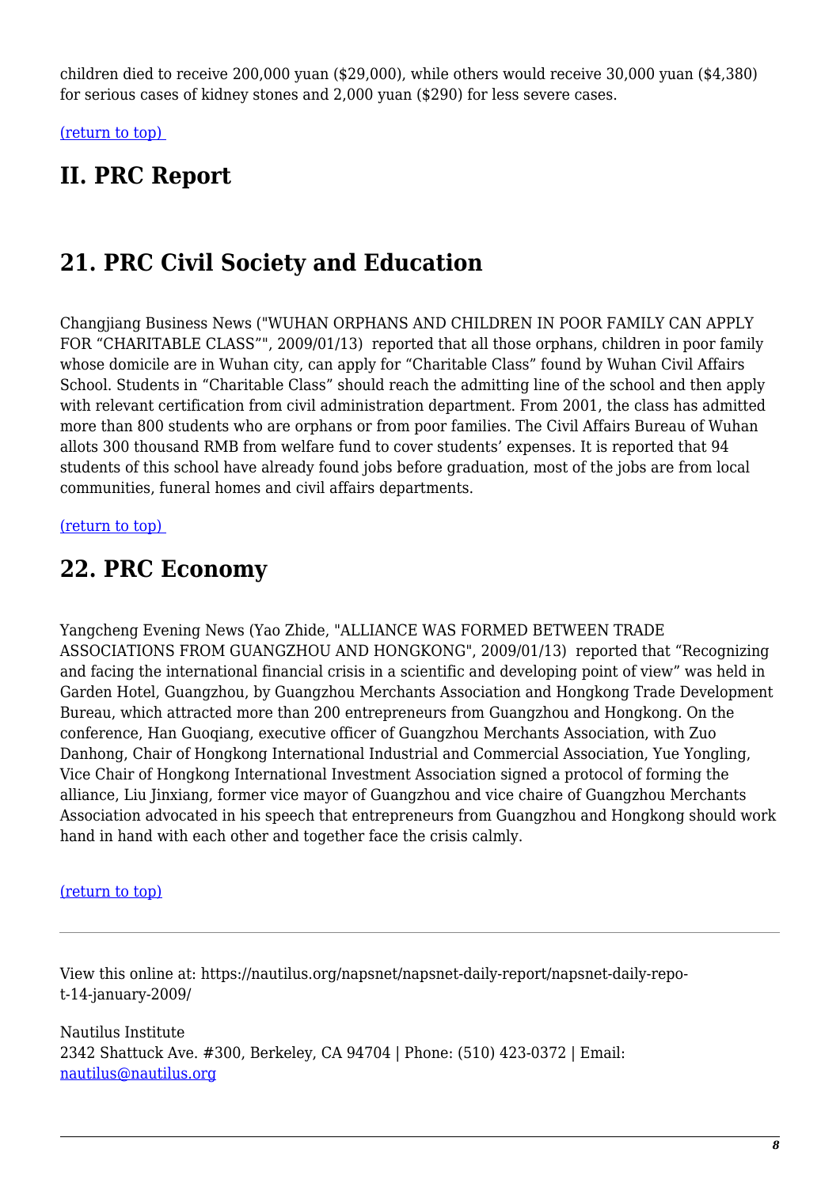children died to receive 200,000 yuan ($29,000), while others would receive 30,000 yuan ($4,380) for serious cases of kidney stones and 2,000 yuan ($290) for less severe cases.

(return to top)

# II. PRC Report

# 21. PRC Civil Society and Education

Changjiang Business News ("WUHAN ORPHANS AND CHILDREN IN POOR FAMILY CAN APPLY FOR “CHARITABLE CLASS”", 2009/01/13) reported that all those orphans, children in poor family whose domicile are in Wuhan city, can apply for “Charitable Class” found by Wuhan Civil Affairs School. Students in “Charitable Class” should reach the admitting line of the school and then apply with relevant certification from civil administration department. From 2001, the class has admitted more than 800 students who are orphans or from poor families. The Civil Affairs Bureau of Wuhan allots 300 thousand RMB from welfare fund to cover students’ expenses. It is reported that 94 students of this school have already found jobs before graduation, most of the jobs are from local communities, funeral homes and civil affairs departments.

(return to top)

# 22. PRC Economy

Yangcheng Evening News (Yao Zhide, "ALLIANCE WAS FORMED BETWEEN TRADE ASSOCIATIONS FROM GUANGZHOU AND HONGKONG", 2009/01/13) reported that “Recognizing and facing the international financial crisis in a scientific and developing point of view” was held in Garden Hotel, Guangzhou, by Guangzhou Merchants Association and Hongkong Trade Development Bureau, which attracted more than 200 entrepreneurs from Guangzhou and Hongkong. On the conference, Han Guoqiang, executive officer of Guangzhou Merchants Association, with Zuo Danhong, Chair of Hongkong International Industrial and Commercial Association, Yue Yongling, Vice Chair of Hongkong International Investment Association signed a protocol of forming the alliance, Liu Jinxiang, former vice mayor of Guangzhou and vice chaire of Guangzhou Merchants Association advocated in his speech that entrepreneurs from Guangzhou and Hongkong should work hand in hand with each other and together face the crisis calmly.

(return to top)

---

View this online at: https://nautilus.org/napsnet/napsnet-daily-report/napsnet-daily-report-14-january-2009/

Nautilus Institute
2342 Shattuck Ave. #300, Berkeley, CA 94704 | Phone: (510) 423-0372 | Email: nautilus@nautilus.org